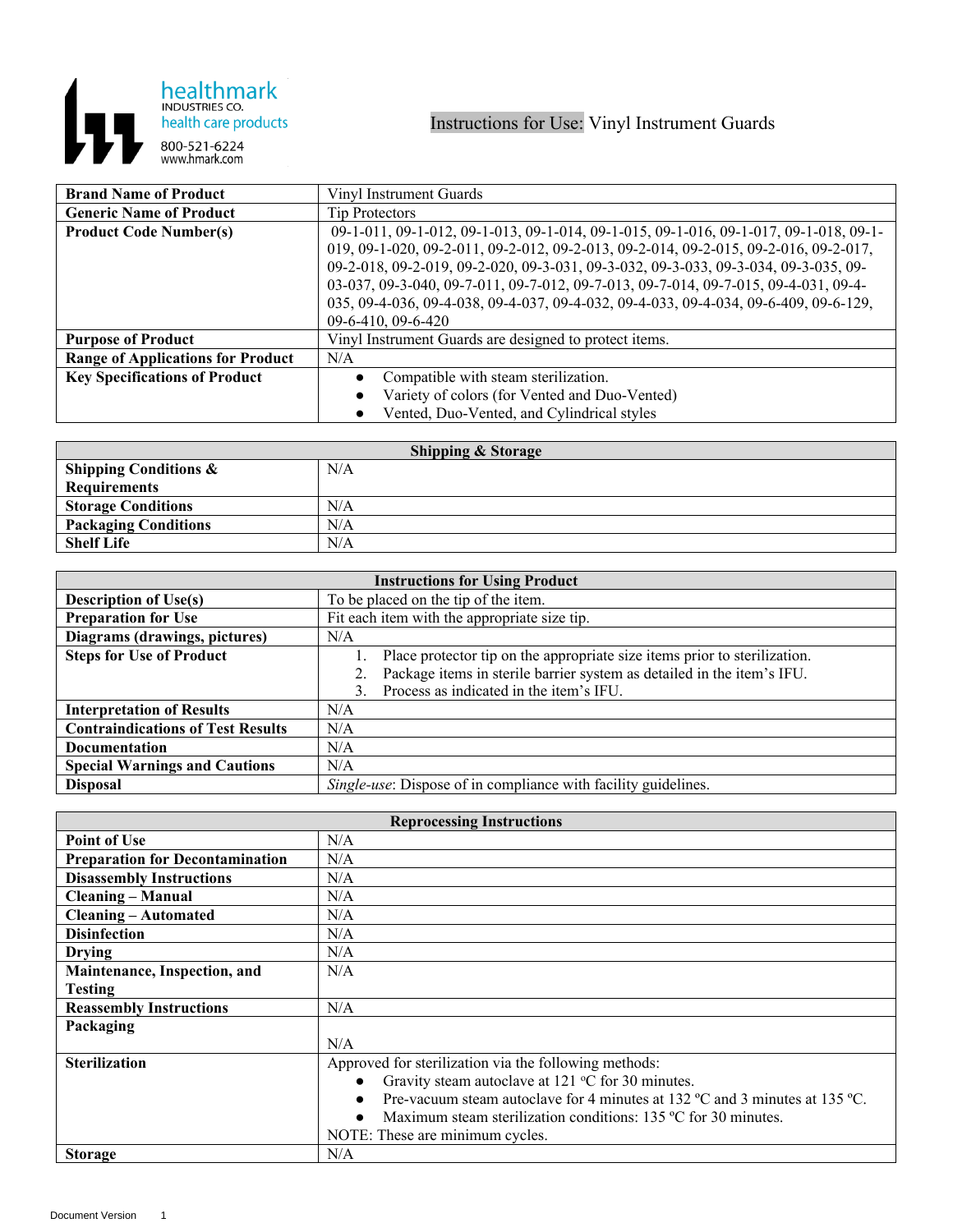healthmark
INDUSTRIES CO.
health care products
800-521-6224
www.hmark.com

# Instructions for Use: Vinyl Instrument Guards

| | |
|---|---|
| **Brand Name of Product** | Vinyl Instrument Guards |
| **Generic Name of Product** | Tip Protectors |
| **Product Code Number(s)** | 09-1-011, 09-1-012, 09-1-013, 09-1-014, 09-1-015, 09-1-016, 09-1-017, 09-1-018, 09-1-019, 09-1-020, 09-2-011, 09-2-012, 09-2-013, 09-2-014, 09-2-015, 09-2-016, 09-2-017, 09-2-018, 09-2-019, 09-2-020, 09-3-031, 09-3-032, 09-3-033, 09-3-034, 09-3-035, 09-03-037, 09-3-040, 09-7-011, 09-7-012, 09-7-013, 09-7-014, 09-7-015, 09-4-031, 09-4-035, 09-4-036, 09-4-038, 09-4-037, 09-4-032, 09-4-033, 09-4-034, 09-6-409, 09-6-129, 09-6-410, 09-6-420 |
| **Purpose of Product** | Vinyl Instrument Guards are designed to protect items. |
| **Range of Applications for Product** | N/A |
| **Key Specifications of Product** | • Compatible with steam sterilization.<br>• Variety of colors (for Vented and Duo-Vented)<br>• Vented, Duo-Vented, and Cylindrical styles |

| **Shipping & Storage** | |
|---|---|
| **Shipping Conditions & Requirements** | N/A |
| **Storage Conditions** | N/A |
| **Packaging Conditions** | N/A |
| **Shelf Life** | N/A |

| **Instructions for Using Product** | |
|---|---|
| **Description of Use(s)** | To be placed on the tip of the item. |
| **Preparation for Use** | Fit each item with the appropriate size tip. |
| **Diagrams (drawings, pictures)** | N/A |
| **Steps for Use of Product** | 1. Place protector tip on the appropriate size items prior to sterilization.<br>2. Package items in sterile barrier system as detailed in the item's IFU.<br>3. Process as indicated in the item's IFU. |
| **Interpretation of Results** | N/A |
| **Contraindications of Test Results** | N/A |
| **Documentation** | N/A |
| **Special Warnings and Cautions** | N/A |
| **Disposal** | *Single-use*: Dispose of in compliance with facility guidelines. |

| **Reprocessing Instructions** | |
|---|---|
| **Point of Use** | N/A |
| **Preparation for Decontamination** | N/A |
| **Disassembly Instructions** | N/A |
| **Cleaning – Manual** | N/A |
| **Cleaning – Automated** | N/A |
| **Disinfection** | N/A |
| **Drying** | N/A |
| **Maintenance, Inspection, and Testing** | N/A |
| **Reassembly Instructions** | N/A |
| **Packaging** | N/A |
| **Sterilization** | Approved for sterilization via the following methods:<br>• Gravity steam autoclave at 121 ºC for 30 minutes.<br>• Pre-vacuum steam autoclave for 4 minutes at 132 ºC and 3 minutes at 135 ºC.<br>• Maximum steam sterilization conditions: 135 ºC for 30 minutes.<br>NOTE: These are minimum cycles. |
| **Storage** | N/A |

Document Version 1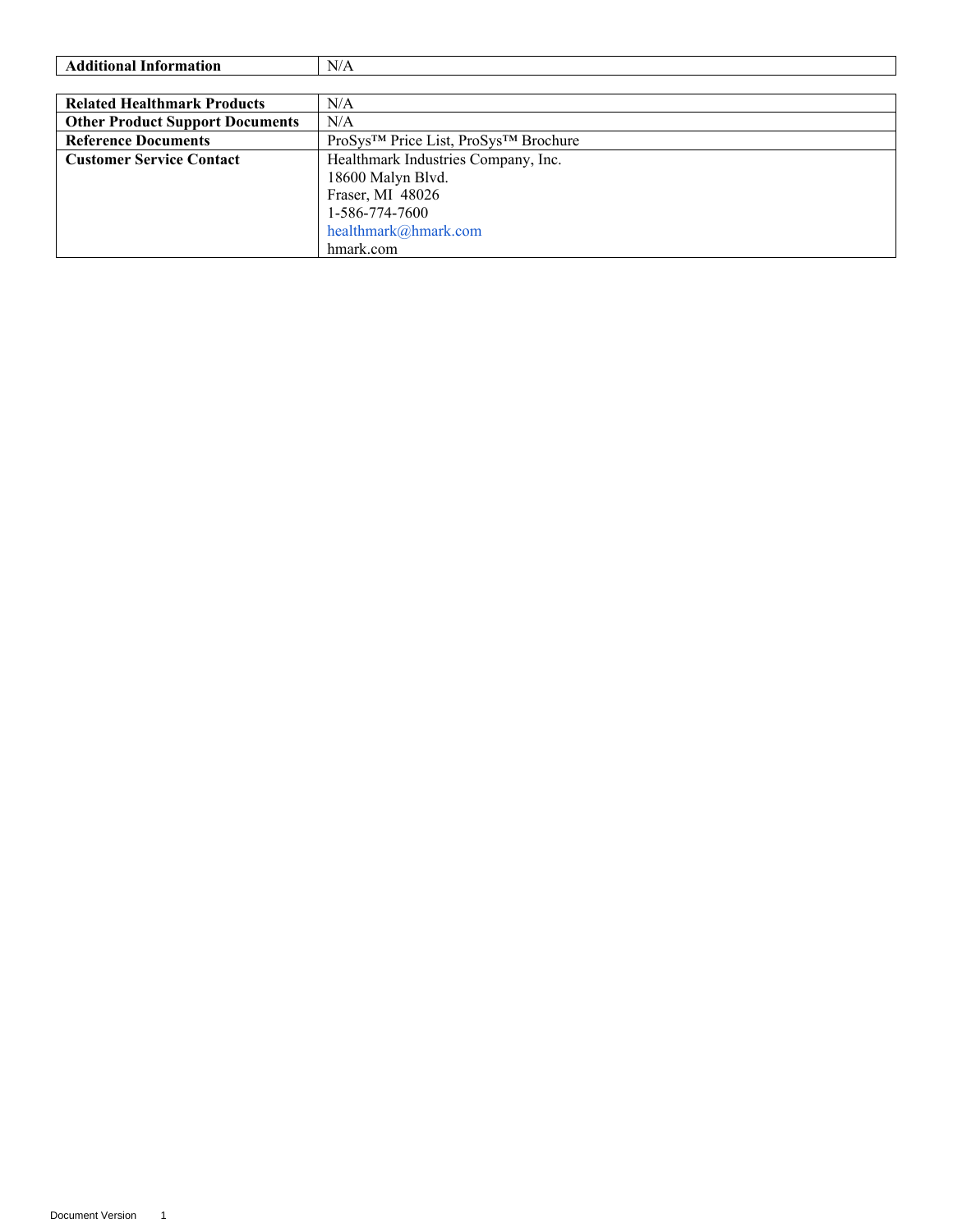| | |
|---|---|
| **Additional Information** | N/A |

| | |
|---|---|
| **Related Healthmark Products** | N/A |
| **Other Product Support Documents** | N/A |
| **Reference Documents** | ProSys™ Price List, ProSys™ Brochure |
| **Customer Service Contact** | Healthmark Industries Company, Inc.<br>18600 Malyn Blvd.<br>Fraser, MI 48026<br>1-586-774-7600<br>healthmark@hmark.com<br>hmark.com |

Document Version 1